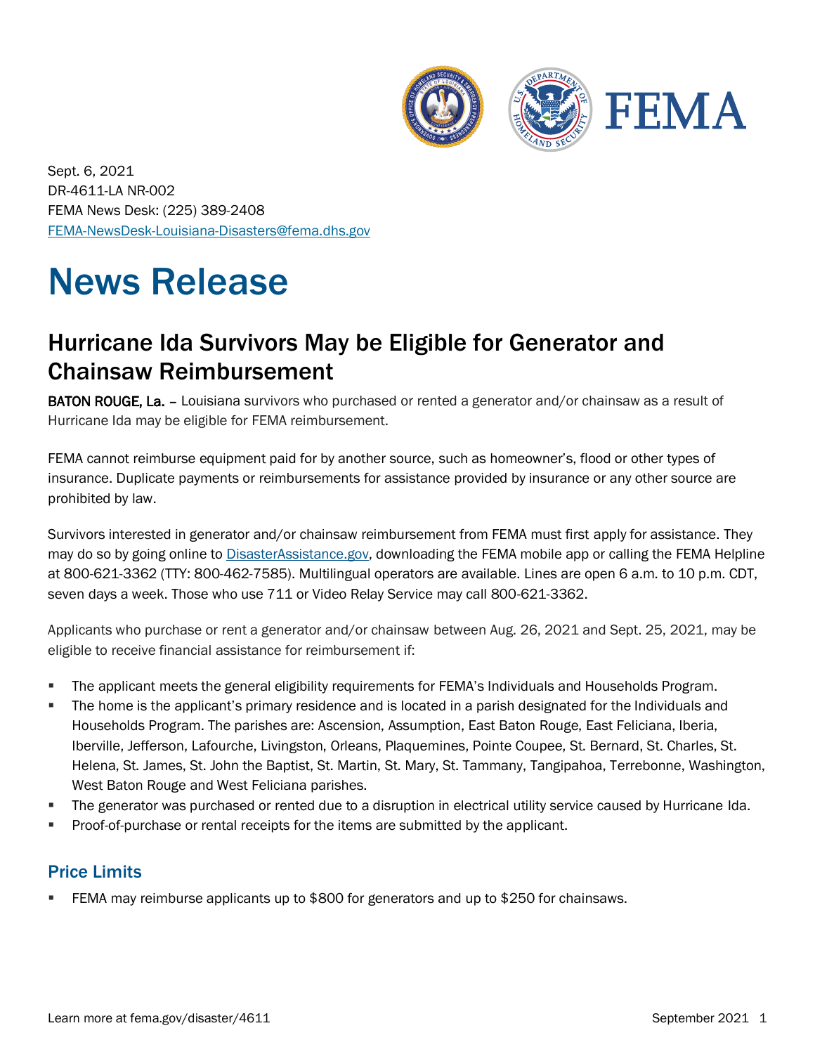Sept. 6, 2021
DR-4611-LA NR-002
FEMA News Desk: (225) 389-2408
FEMA-NewsDesk-Louisiana-Disasters@fema.dhs.gov

# News Release

## Hurricane Ida Survivors May be Eligible for Generator and Chainsaw Reimbursement

**BATON ROUGE, La.** – Louisiana survivors who purchased or rented a generator and/or chainsaw as a result of Hurricane Ida may be eligible for FEMA reimbursement.

FEMA cannot reimburse equipment paid for by another source, such as homeowner's, flood or other types of insurance. Duplicate payments or reimbursements for assistance provided by insurance or any other source are prohibited by law.

Survivors interested in generator and/or chainsaw reimbursement from FEMA must first apply for assistance. They may do so by going online to DisasterAssistance.gov, downloading the FEMA mobile app or calling the FEMA Helpline at 800-621-3362 (TTY: 800-462-7585). Multilingual operators are available. Lines are open 6 a.m. to 10 p.m. CDT, seven days a week. Those who use 711 or Video Relay Service may call 800-621-3362.

Applicants who purchase or rent a generator and/or chainsaw between Aug. 26, 2021 and Sept. 25, 2021, may be eligible to receive financial assistance for reimbursement if:

- The applicant meets the general eligibility requirements for FEMA's Individuals and Households Program.
- The home is the applicant's primary residence and is located in a parish designated for the Individuals and Households Program. The parishes are: Ascension, Assumption, East Baton Rouge, East Feliciana, Iberia, Iberville, Jefferson, Lafourche, Livingston, Orleans, Plaquemines, Pointe Coupee, St. Bernard, St. Charles, St. Helena, St. James, St. John the Baptist, St. Martin, St. Mary, St. Tammany, Tangipahoa, Terrebonne, Washington, West Baton Rouge and West Feliciana parishes.
- The generator was purchased or rented due to a disruption in electrical utility service caused by Hurricane Ida.
- Proof-of-purchase or rental receipts for the items are submitted by the applicant.

### Price Limits

- FEMA may reimburse applicants up to $800 for generators and up to $250 for chainsaws.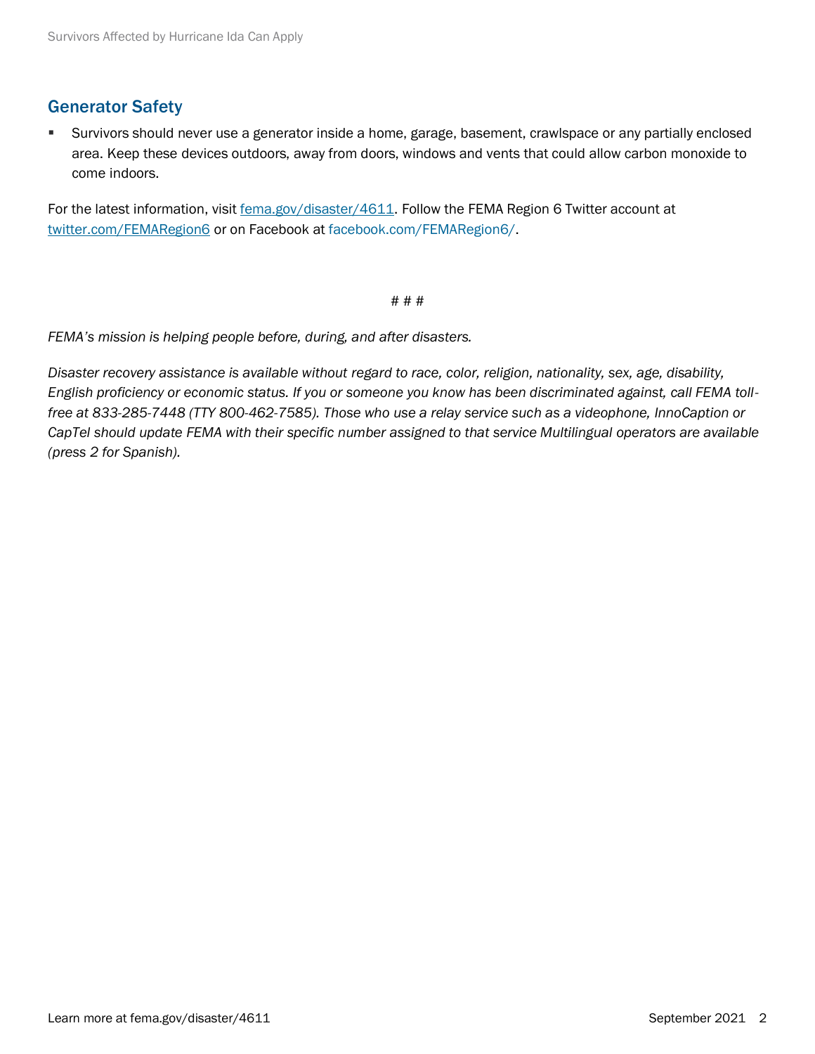## Generator Safety

- Survivors should never use a generator inside a home, garage, basement, crawlspace or any partially enclosed area. Keep these devices outdoors, away from doors, windows and vents that could allow carbon monoxide to come indoors.

For the latest information, visit [fema.gov/disaster/4611](fema.gov/disaster/4611). Follow the FEMA Region 6 Twitter account at [twitter.com/FEMARegion6](twitter.com/FEMARegion6) or on Facebook at facebook.com/FEMARegion6/.

# # #

*FEMA's mission is helping people before, during, and after disasters.*

*Disaster recovery assistance is available without regard to race, color, religion, nationality, sex, age, disability, English proficiency or economic status. If you or someone you know has been discriminated against, call FEMA toll-free at 833-285-7448 (TTY 800-462-7585). Those who use a relay service such as a videophone, InnoCaption or CapTel should update FEMA with their specific number assigned to that service Multilingual operators are available (press 2 for Spanish).*